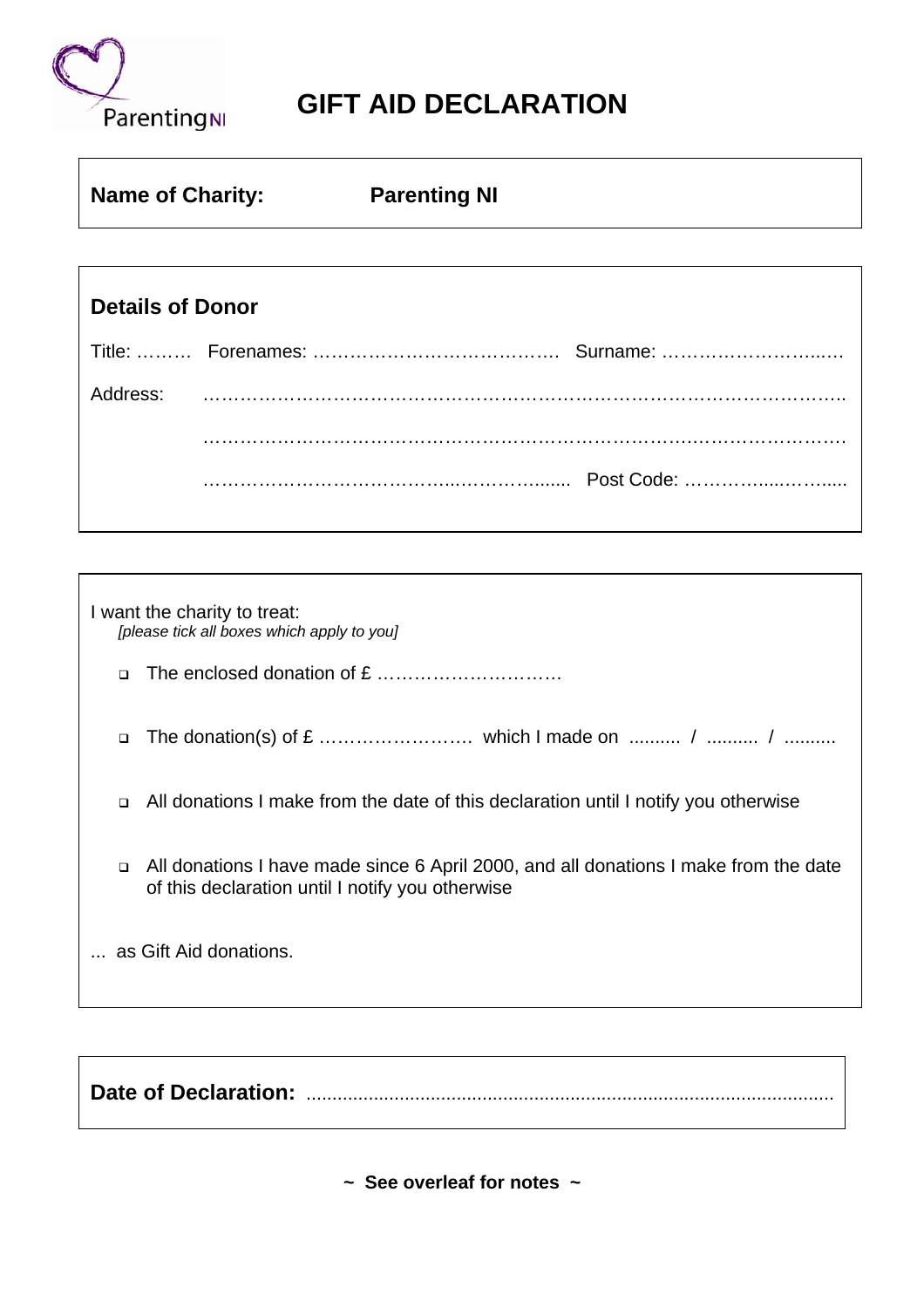ParentingNI

# GIFT AID DECLARATION

**Name of Charity:** **Parenting NI**

## Details of Donor

Title: ……… Forenames: …………………………………. Surname: ……………………..….

Address: ……………………………………………………………………………………..

…………………………………………………………………………..……………………

……………………………………..………….......... Post Code: …………...……....

I want the charity to treat:
*[please tick all boxes which apply to you]*

- ❑ The enclosed donation of £ …………………………
- ❑ The donation(s) of £ ……………………. which I made on .......... / .......... / ..........
- ❑ All donations I make from the date of this declaration until I notify you otherwise
- ❑ All donations I have made since 6 April 2000, and all donations I make from the date of this declaration until I notify you otherwise

... as Gift Aid donations.

**Date of Declaration:** ....................................................................................................

**~ See overleaf for notes ~**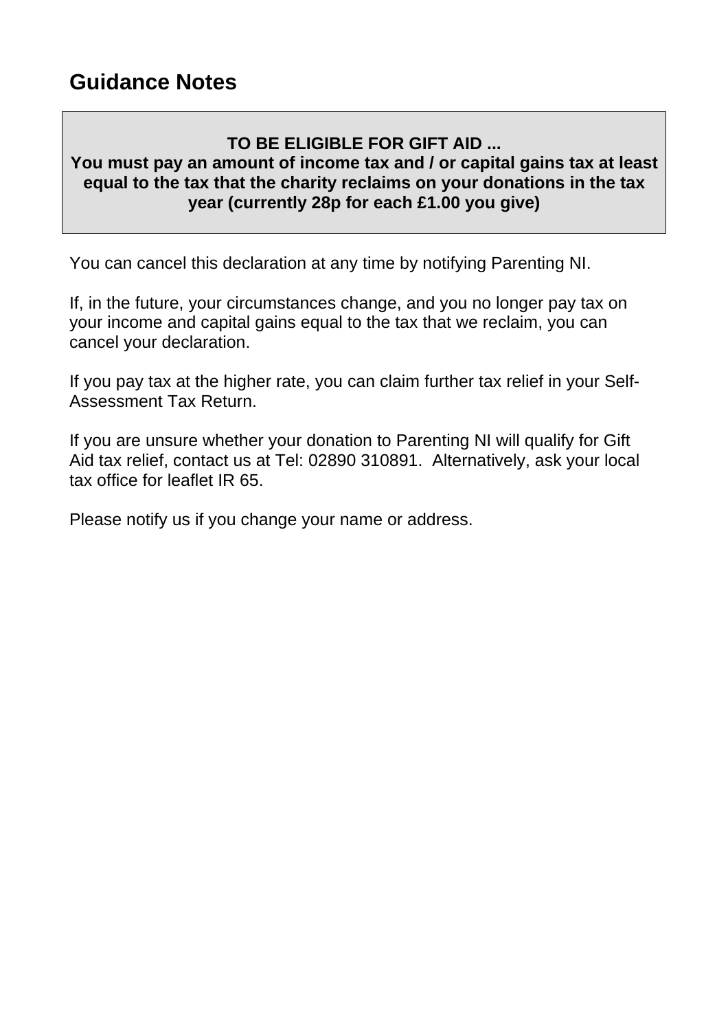## Guidance Notes

**TO BE ELIGIBLE FOR GIFT AID ...**
**You must pay an amount of income tax and / or capital gains tax at least equal to the tax that the charity reclaims on your donations in the tax year (currently 28p for each £1.00 you give)**

You can cancel this declaration at any time by notifying Parenting NI.

If, in the future, your circumstances change, and you no longer pay tax on your income and capital gains equal to the tax that we reclaim, you can cancel your declaration.

If you pay tax at the higher rate, you can claim further tax relief in your Self-Assessment Tax Return.

If you are unsure whether your donation to Parenting NI will qualify for Gift Aid tax relief, contact us at Tel: 02890 310891. Alternatively, ask your local tax office for leaflet IR 65.

Please notify us if you change your name or address.